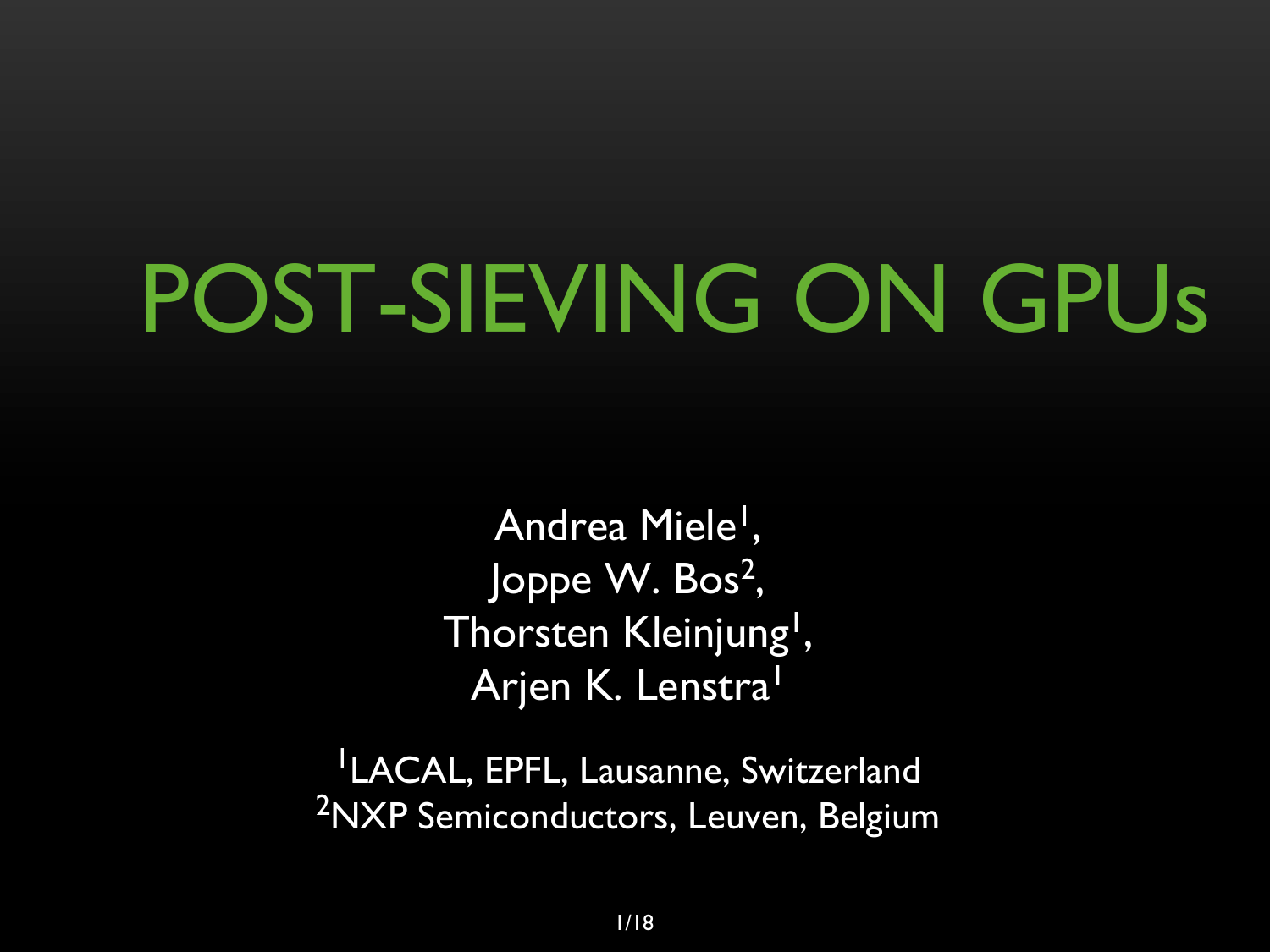# POST-SIEVING ON GPUs

Andrea Miele[1],
Joppe W. Bos[2],
Thorsten Kleinjung[1],
Arjen K. Lenstra[1]

[1]LACAL, EPFL, Lausanne, Switzerland
[2]NXP Semiconductors, Leuven, Belgium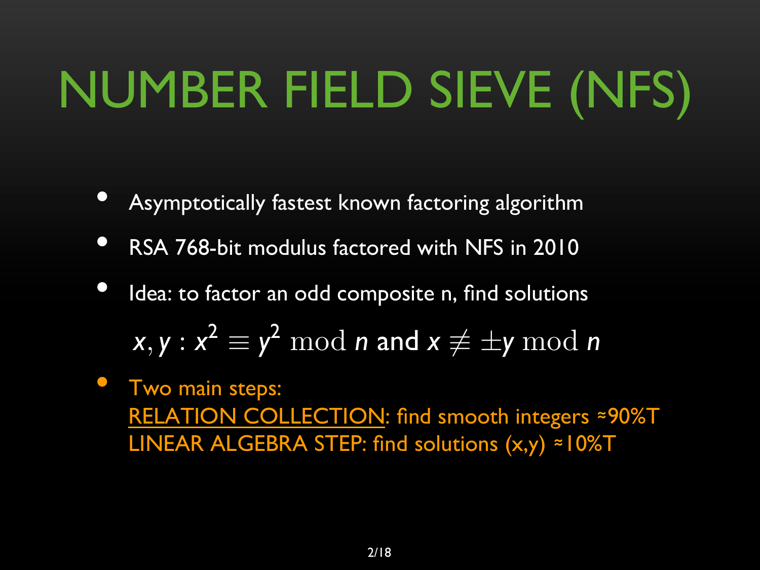# NUMBER FIELD SIEVE (NFS)

- Asymptotically fastest known factoring algorithm
- RSA 768-bit modulus factored with NFS in 2010
- Idea: to factor an odd composite n, find solutions

  $$x, y : x^2 \equiv y^2 \bmod n \text{ and } x \not\equiv \pm y \bmod n$$

- Two main steps:
  RELATION COLLECTION: find smooth integers ≈90%T
  LINEAR ALGEBRA STEP: find solutions (x,y) ≈10%T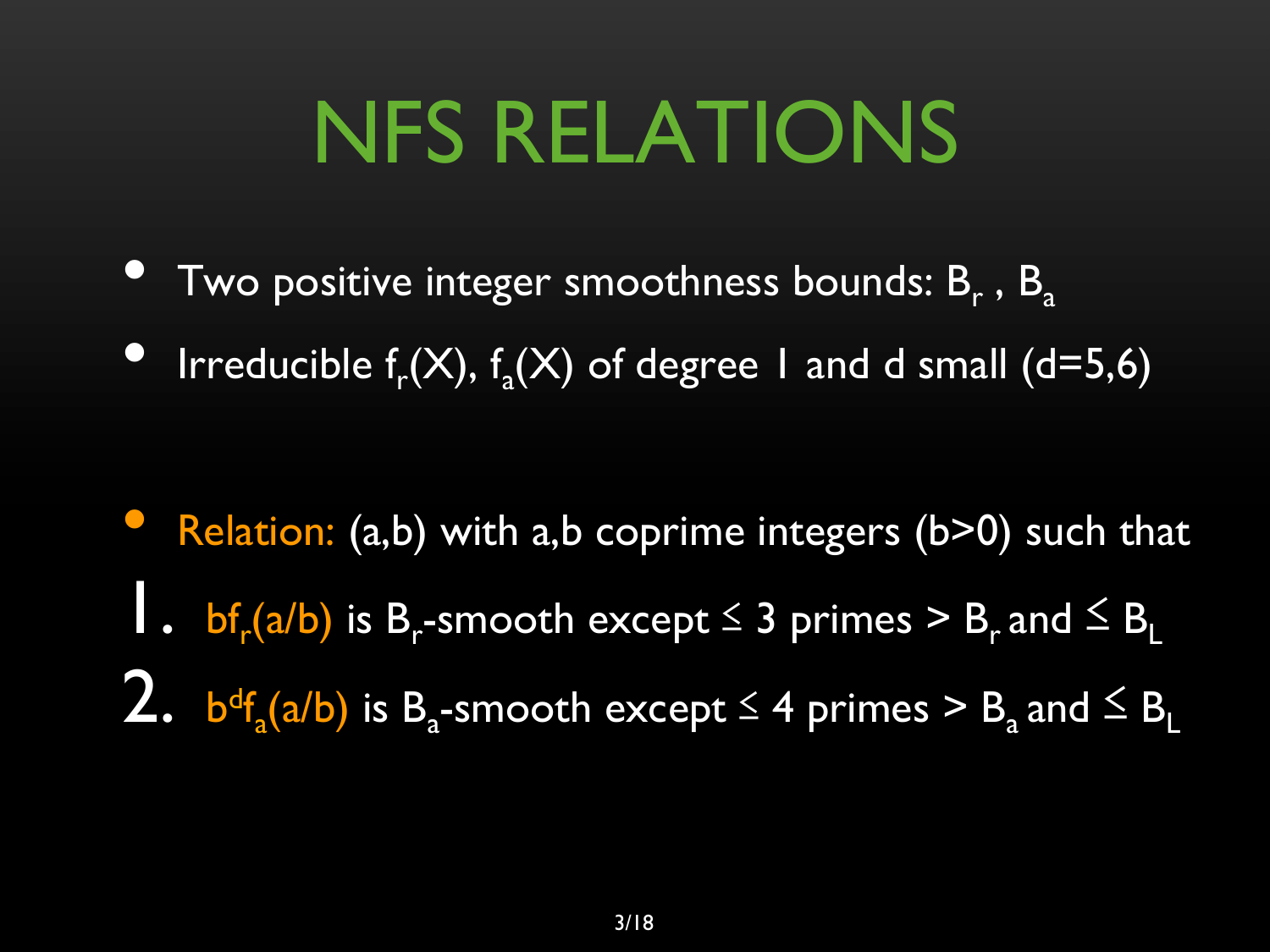# NFS RELATIONS

- Two positive integer smoothness bounds: $B_r$ , $B_a$
- Irreducible $f_r(X)$, $f_a(X)$ of degree 1 and d small (d=5,6)

- Relation: (a,b) with a,b coprime integers (b>0) such that

1. $bf_r(a/b)$ is $B_r$-smooth except $\leq$ 3 primes > $B_r$ and $\leq B_L$
2. $b^d f_a(a/b)$ is $B_a$-smooth except $\leq$ 4 primes > $B_a$ and $\leq B_L$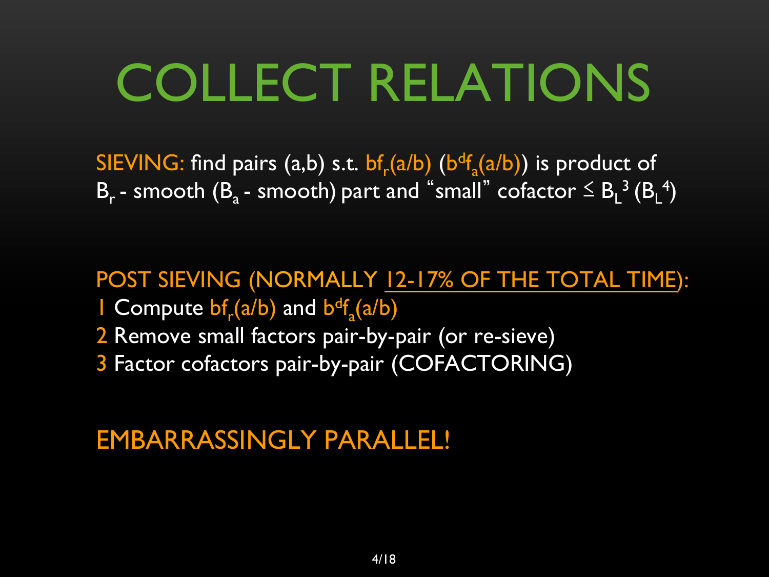# COLLECT RELATIONS

SIEVING: find pairs (a,b) s.t. $bf_r(a/b)$ ($b^d f_a(a/b)$) is product of $B_r$ - smooth ($B_a$ - smooth) part and "small" cofactor $\leq B_L^3$ ($B_L^4$)

POST SIEVING (NORMALLY 12-17% OF THE TOTAL TIME):

1 Compute $bf_r(a/b)$ and $b^d f_a(a/b)$

2 Remove small factors pair-by-pair (or re-sieve)

3 Factor cofactors pair-by-pair (COFACTORING)

EMBARRASSINGLY PARALLEL!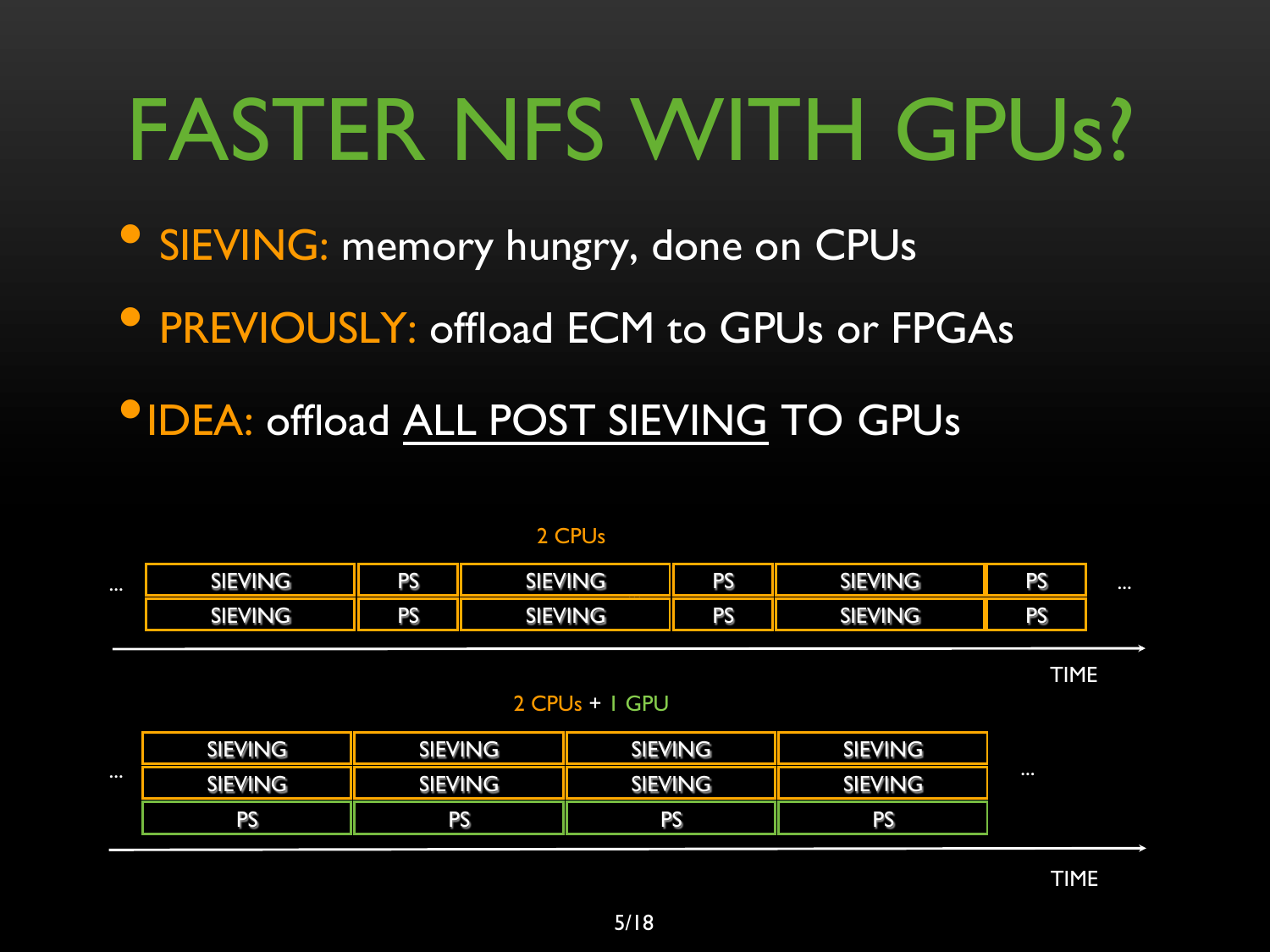# FASTER NFS WITH GPUs?

- SIEVING: memory hungry, done on CPUs
- PREVIOUSLY: offload ECM to GPUs or FPGAs
- IDEA: offload ALL POST SIEVING TO GPUs

2 CPUs

| … | SIEVING | PS | SIEVING | PS | SIEVING | PS | … |
|---|---|---|---|---|---|---|---|
| | SIEVING | PS | SIEVING | PS | SIEVING | PS | |

TIME

2 CPUs + 1 GPU

| … | SIEVING | SIEVING | SIEVING | SIEVING | … |
|---|---|---|---|---|---|
| | SIEVING | SIEVING | SIEVING | SIEVING | |
| | PS | PS | PS | PS | |

TIME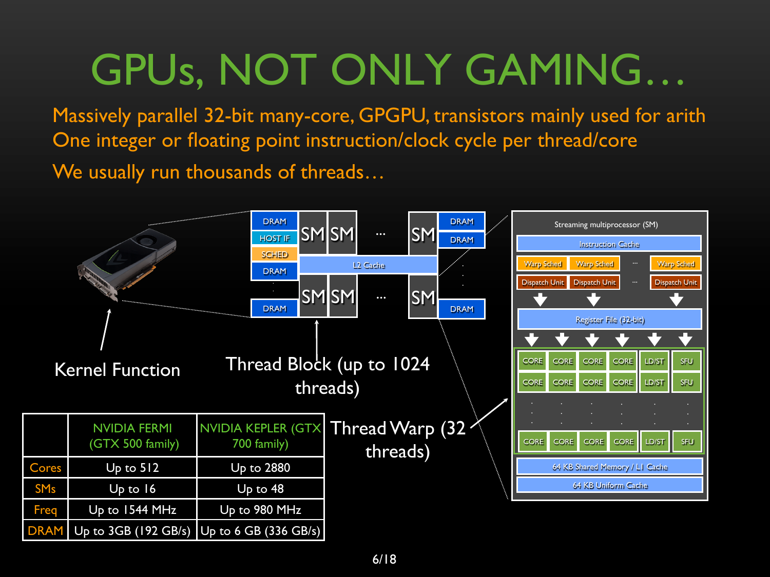# GPUs, NOT ONLY GAMING…

Massively parallel 32-bit many-core, GPGPU, transistors mainly used for arith

One integer or floating point instruction/clock cycle per thread/core

We usually run thousands of threads…

Kernel Function

Thread Block (up to 1024 threads)

Thread Warp (32 threads)

| | NVIDIA FERMI (GTX 500 family) | NVIDIA KEPLER (GTX 700 family) |
|---|---|---|
| Cores | Up to 512 | Up to 2880 |
| SMs | Up to 16 | Up to 48 |
| Freq | Up to 1544 MHz | Up to 980 MHz |
| DRAM | Up to 3GB (192 GB/s) | Up to 6 GB (336 GB/s) |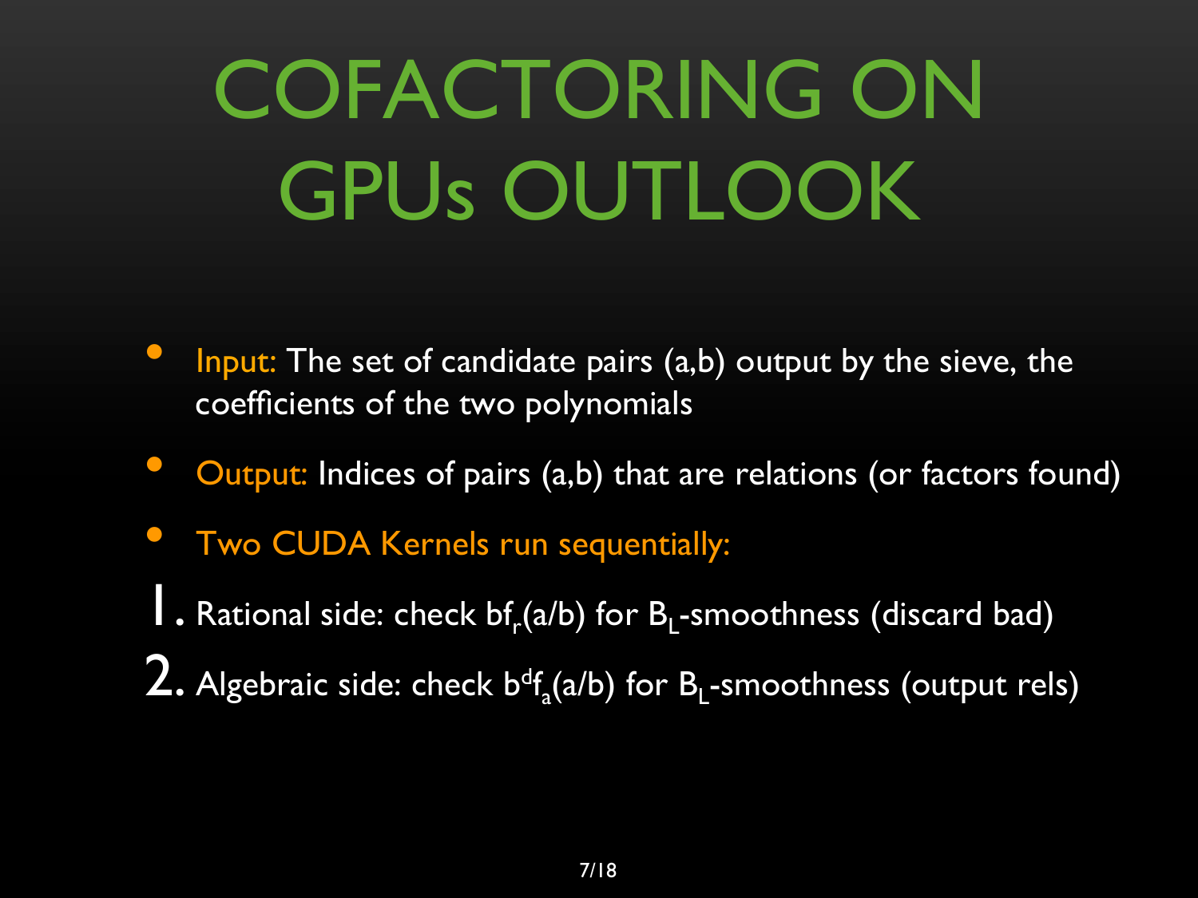# COFACTORING ON GPUs OUTLOOK

- Input: The set of candidate pairs (a,b) output by the sieve, the coefficients of the two polynomials
- Output: Indices of pairs (a,b) that are relations (or factors found)
- Two CUDA Kernels run sequentially:

1. Rational side: check $bf_r(a/b)$ for $B_L$-smoothness (discard bad)
2. Algebraic side: check $b^d f_a(a/b)$ for $B_L$-smoothness (output rels)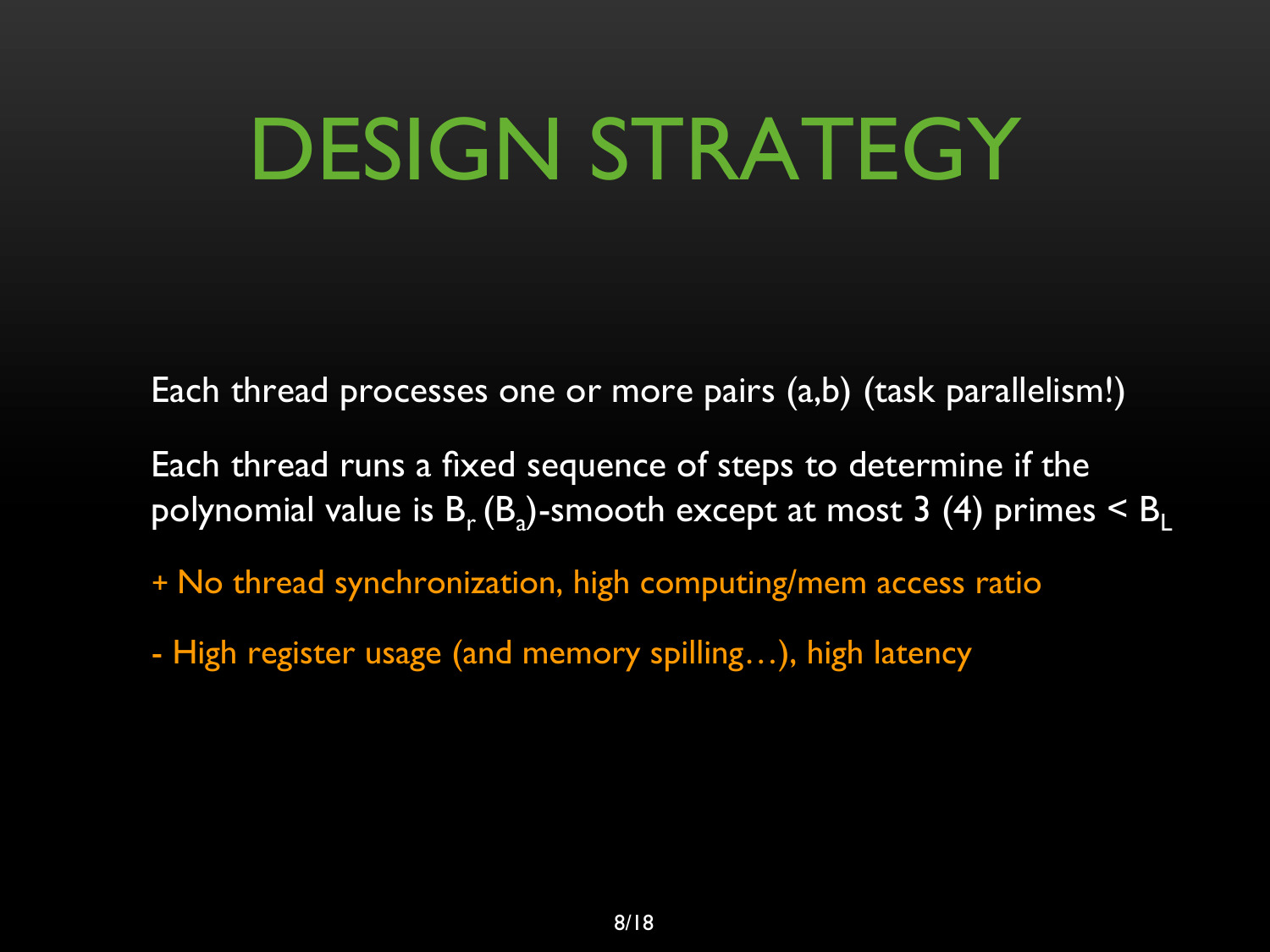# DESIGN STRATEGY

Each thread processes one or more pairs (a,b) (task parallelism!)

Each thread runs a fixed sequence of steps to determine if the polynomial value is $B_r$ ($B_a$)-smooth except at most 3 (4) primes < $B_L$

+ No thread synchronization, high computing/mem access ratio

- High register usage (and memory spilling…), high latency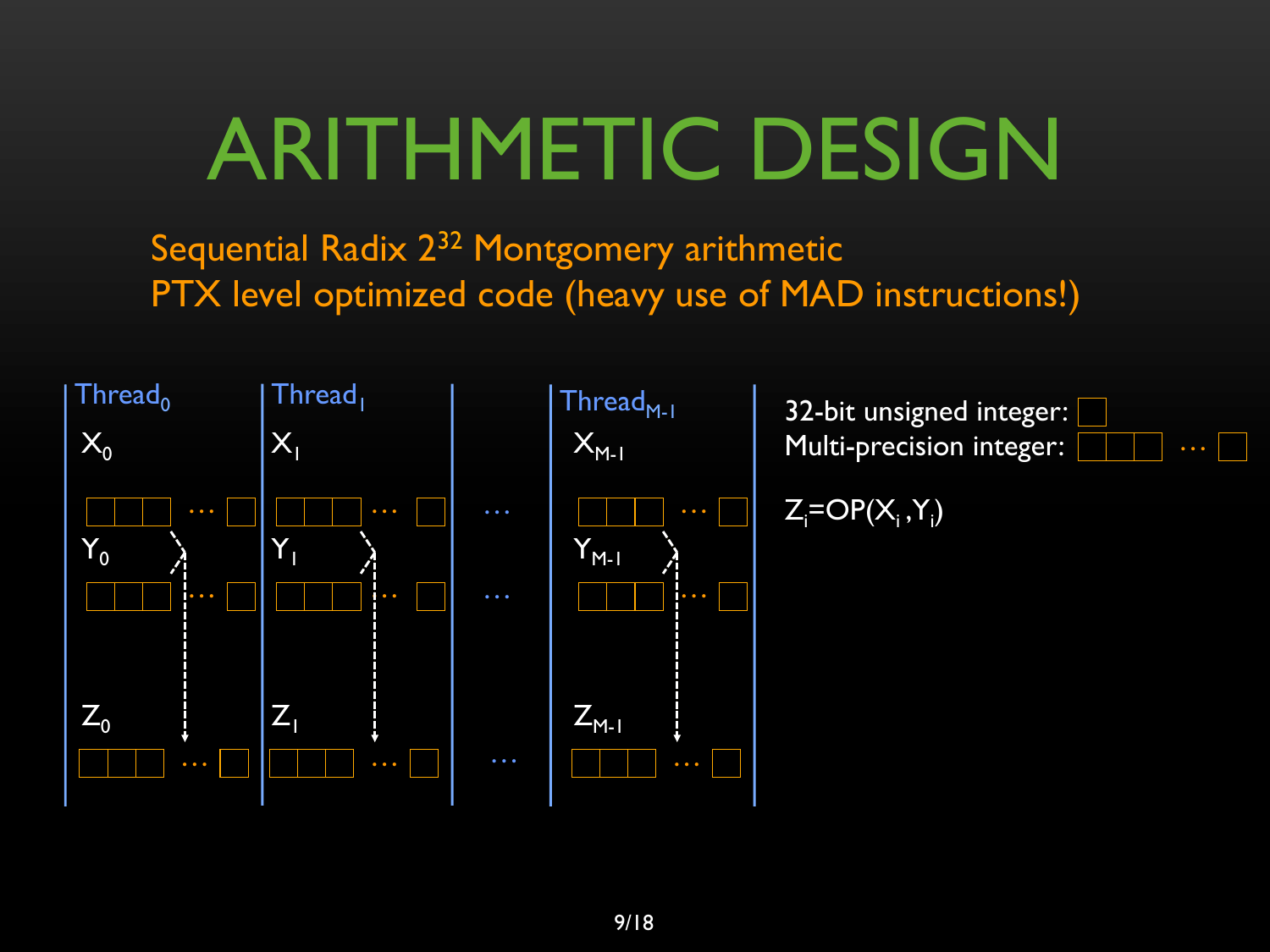# ARITHMETIC DESIGN

Sequential Radix $2^{32}$ Montgomery arithmetic

PTX level optimized code (heavy use of MAD instructions!)

Thread$_0$ Thread$_1$ Thread$_{M-1}$

$X_0$ $X_1$ $X_{M-1}$

$Y_0$ $Y_1$ $Y_{M-1}$

$Z_0$ $Z_1$ $Z_{M-1}$

32-bit unsigned integer:

Multi-precision integer:

$Z_i$=OP($X_i$,$Y_i$)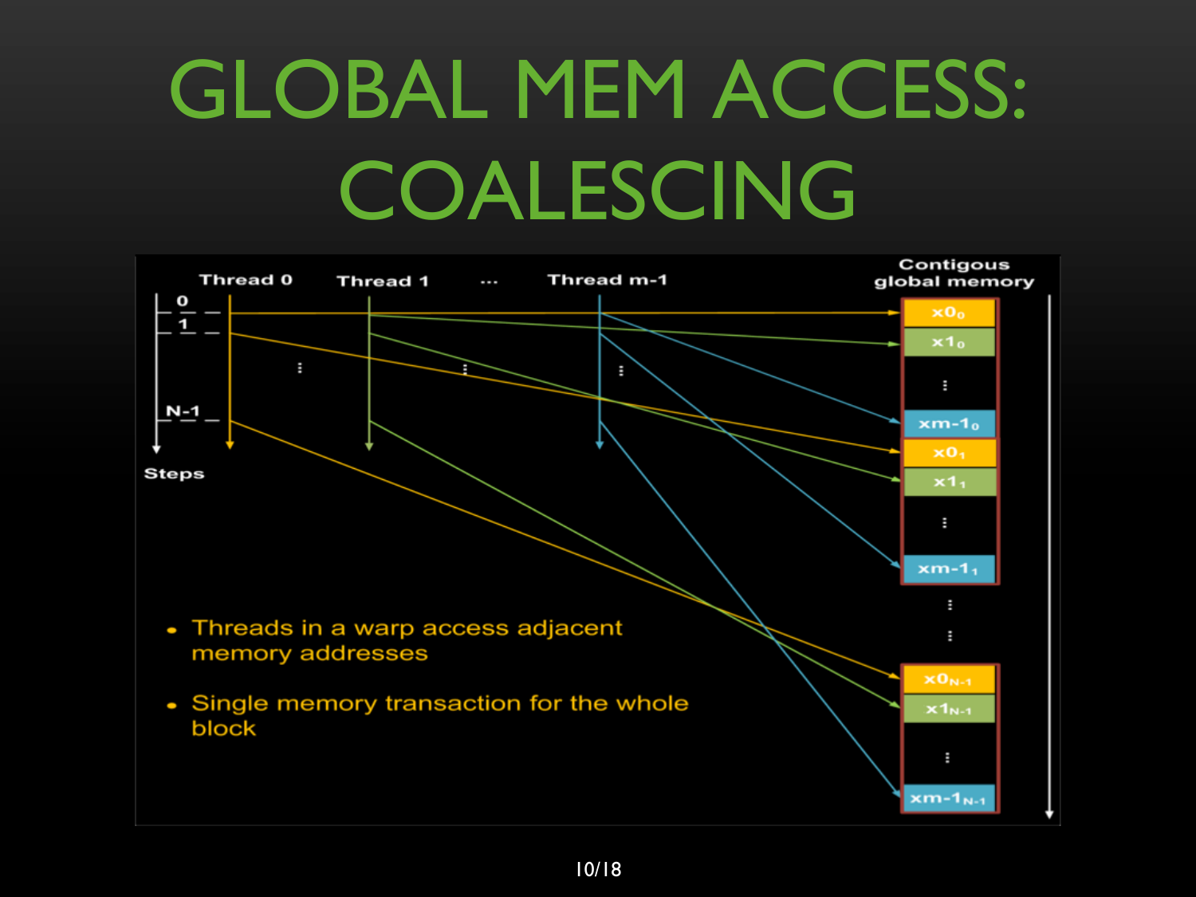# GLOBAL MEM ACCESS: COALESCING

- Threads in a warp access adjacent memory addresses
- Single memory transaction for the whole block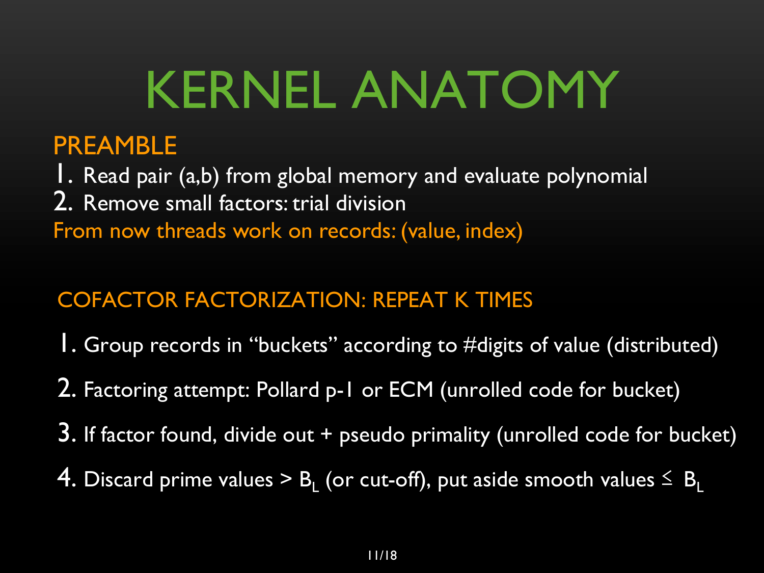# KERNEL ANATOMY

## PREAMBLE

1. Read pair (a,b) from global memory and evaluate polynomial
2. Remove small factors: trial division

From now threads work on records: (value, index)

## COFACTOR FACTORIZATION: REPEAT K TIMES

1. Group records in "buckets" according to #digits of value (distributed)
2. Factoring attempt: Pollard p-1 or ECM (unrolled code for bucket)
3. If factor found, divide out + pseudo primality (unrolled code for bucket)
4. Discard prime values > $B_L$ (or cut-off), put aside smooth values $\leq B_L$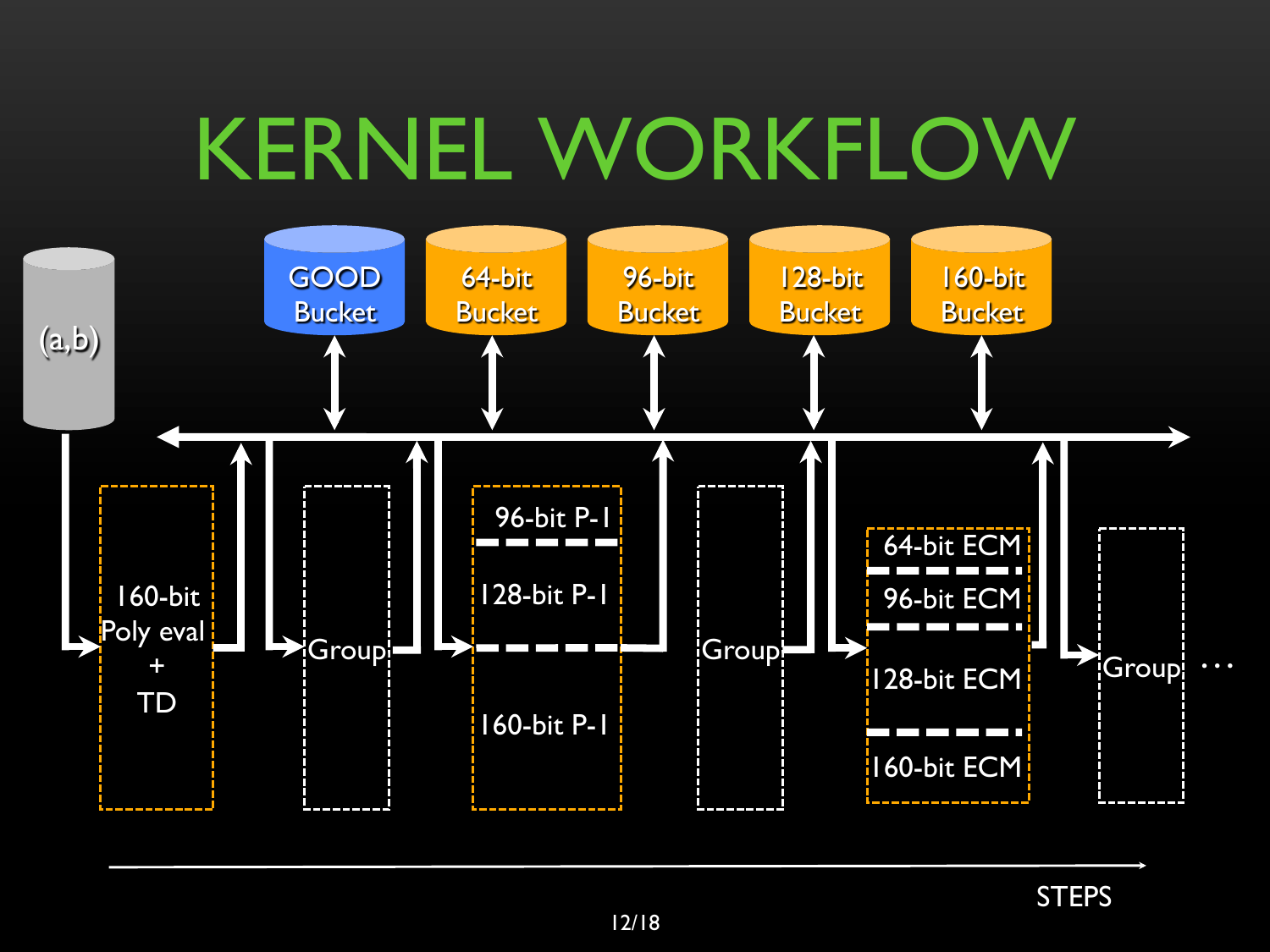# KERNEL WORKFLOW

(a,b)

GOOD Bucket

64-bit Bucket

96-bit Bucket

128-bit Bucket

160-bit Bucket

160-bit Poly eval + TD

Group

96-bit P-1

128-bit P-1

160-bit P-1

Group

64-bit ECM

96-bit ECM

128-bit ECM

160-bit ECM

Group ...

STEPS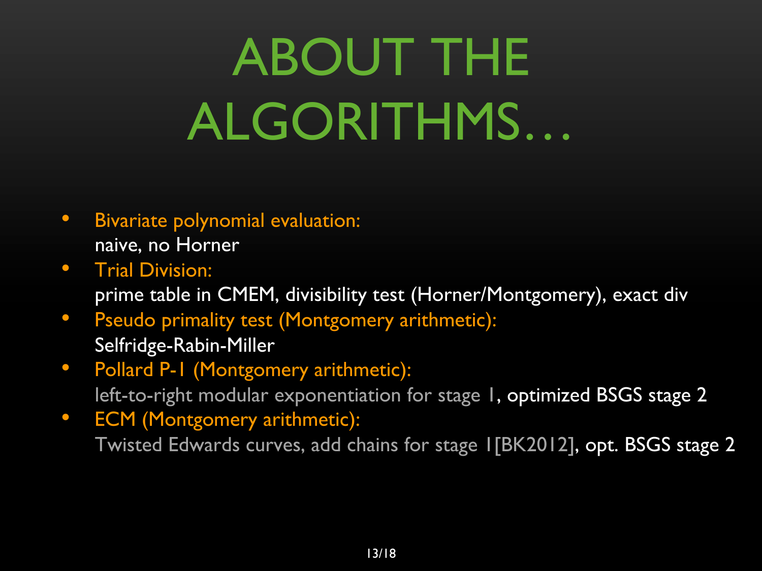# ABOUT THE ALGORITHMS…

- Bivariate polynomial evaluation:
  naive, no Horner
- Trial Division:
  prime table in CMEM, divisibility test (Horner/Montgomery), exact div
- Pseudo primality test (Montgomery arithmetic):
  Selfridge-Rabin-Miller
- Pollard P-1 (Montgomery arithmetic):
  left-to-right modular exponentiation for stage 1, optimized BSGS stage 2
- ECM (Montgomery arithmetic):
  Twisted Edwards curves, add chains for stage 1[BK2012], opt. BSGS stage 2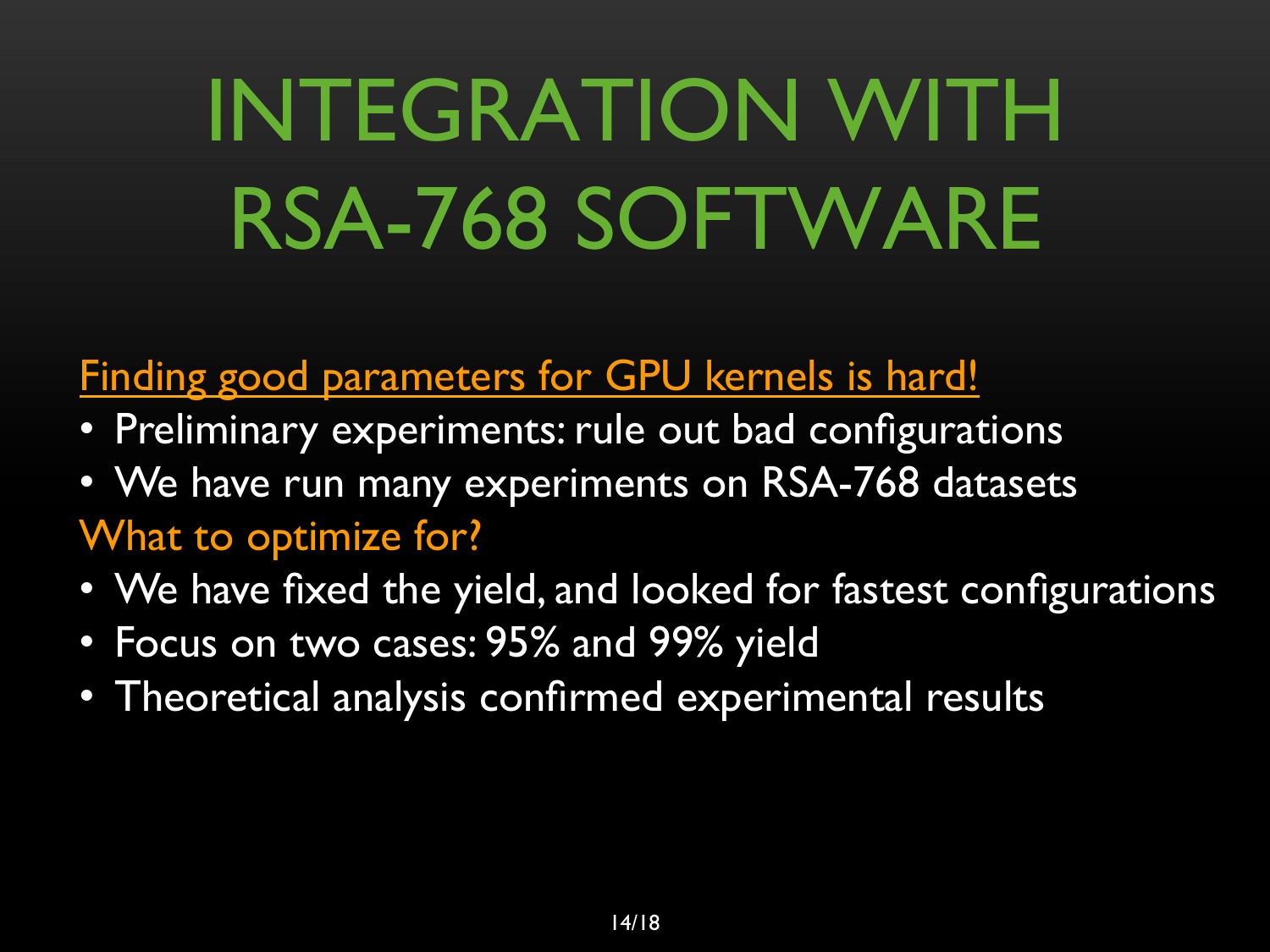# INTEGRATION WITH RSA-768 SOFTWARE

Finding good parameters for GPU kernels is hard!

- Preliminary experiments: rule out bad configurations
- We have run many experiments on RSA-768 datasets

What to optimize for?

- We have fixed the yield, and looked for fastest configurations
- Focus on two cases: 95% and 99% yield
- Theoretical analysis confirmed experimental results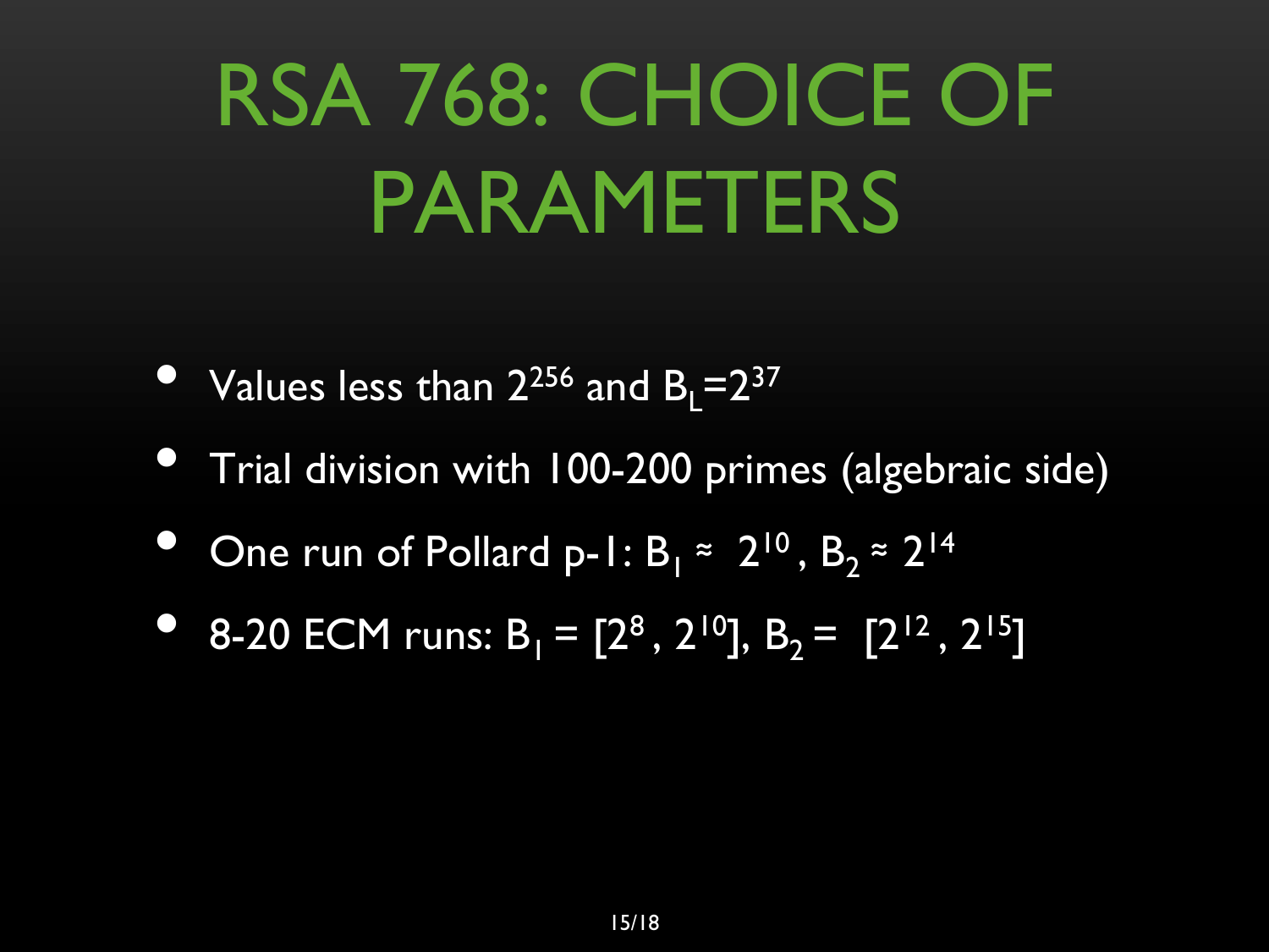# RSA 768: CHOICE OF PARAMETERS

- Values less than $2^{256}$ and $B_L=2^{37}$
- Trial division with 100-200 primes (algebraic side)
- One run of Pollard p-1: $B_1 \approx 2^{10}$, $B_2 \approx 2^{14}$
- 8-20 ECM runs: $B_1 = [2^8, 2^{10}]$, $B_2 = [2^{12}, 2^{15}]$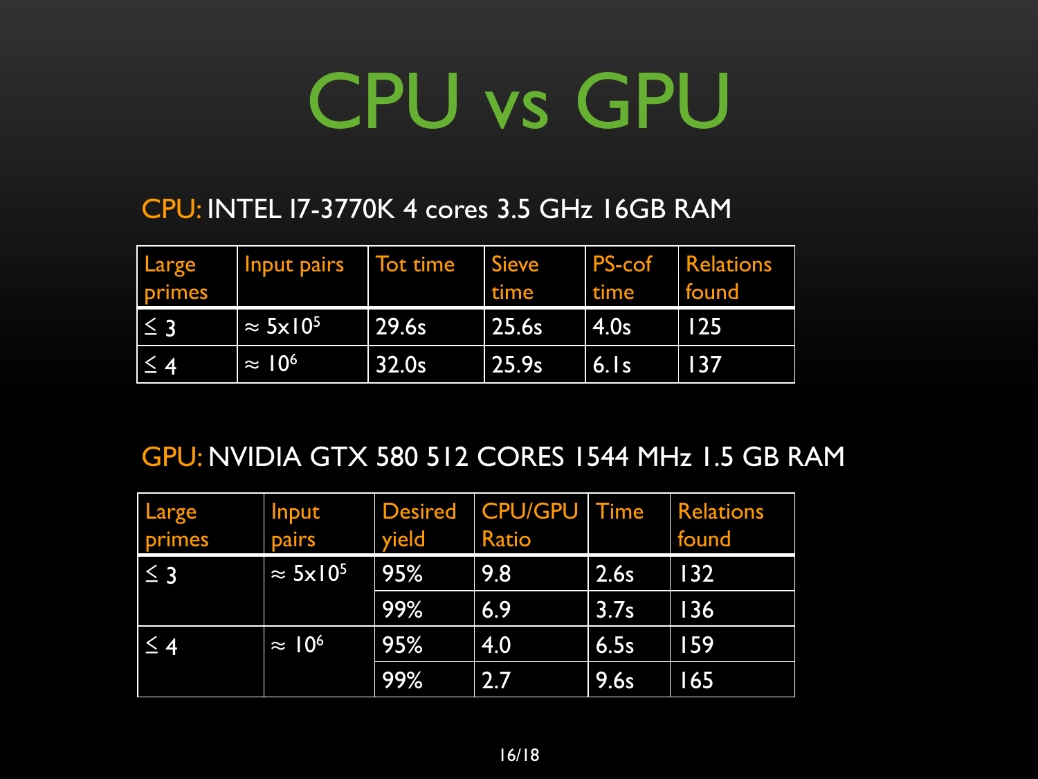# CPU vs GPU

CPU: INTEL I7-3770K 4 cores 3.5 GHz 16GB RAM

| Large primes | Input pairs | Tot time | Sieve time | PS-cof time | Relations found |
|---|---|---|---|---|---|
| $\leq 3$ | $\approx 5 \times 10^5$ | 29.6s | 25.6s | 4.0s | 125 |
| $\leq 4$ | $\approx 10^6$ | 32.0s | 25.9s | 6.1s | 137 |

GPU: NVIDIA GTX 580 512 CORES 1544 MHz 1.5 GB RAM

| Large primes | Input pairs | Desired yield | CPU/GPU Ratio | Time | Relations found |
|---|---|---|---|---|---|
| $\leq 3$ | $\approx 5 \times 10^5$ | 95% | 9.8 | 2.6s | 132 |
| | | 99% | 6.9 | 3.7s | 136 |
| $\leq 4$ | $\approx 10^6$ | 95% | 4.0 | 6.5s | 159 |
| | | 99% | 2.7 | 9.6s | 165 |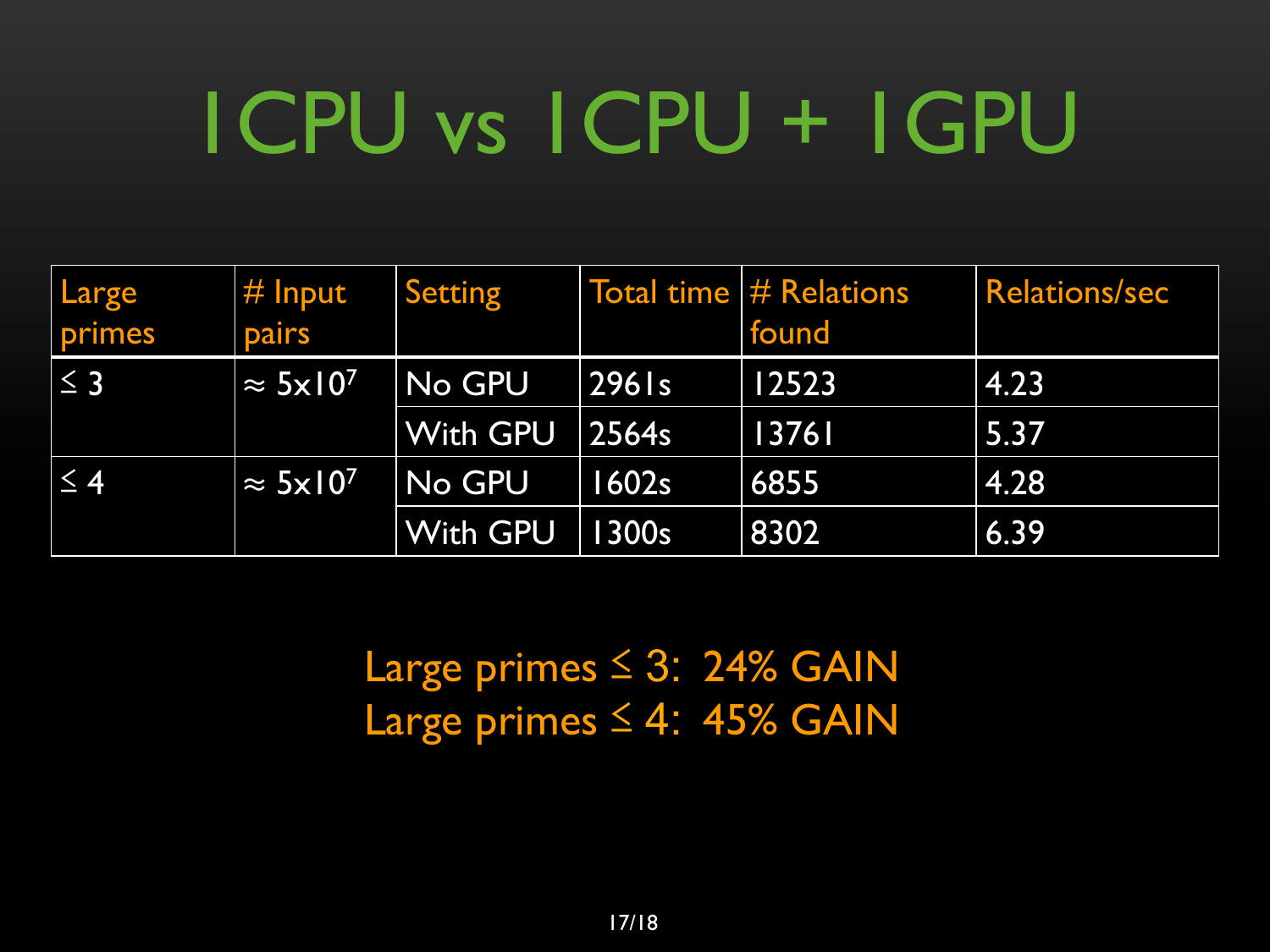# 1CPU vs 1CPU + 1GPU

| Large primes | # Input pairs | Setting | Total time | # Relations found | Relations/sec |
|---|---|---|---|---|---|
| $\leq 3$ | $\approx 5 \times 10^7$ | No GPU | 2961s | 12523 | 4.23 |
| | | With GPU | 2564s | 13761 | 5.37 |
| $\leq 4$ | $\approx 5 \times 10^7$ | No GPU | 1602s | 6855 | 4.28 |
| | | With GPU | 1300s | 8302 | 6.39 |

Large primes $\leq 3$: 24% GAIN
Large primes $\leq 4$: 45% GAIN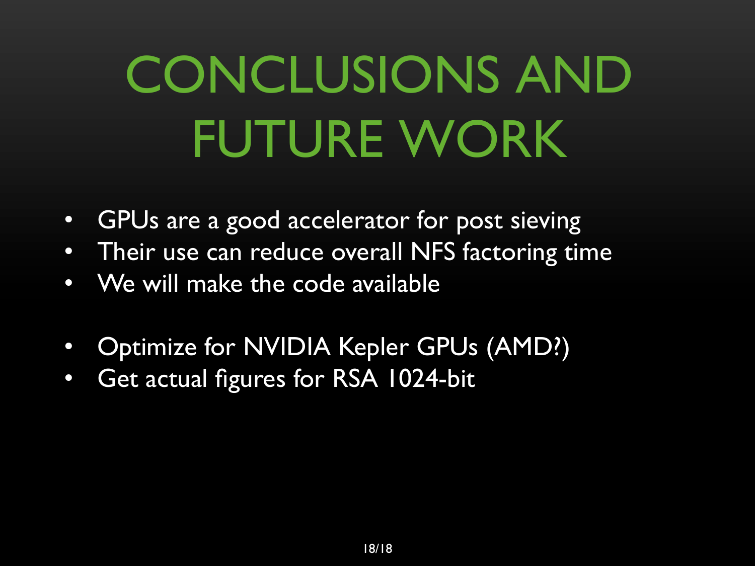# CONCLUSIONS AND FUTURE WORK

- GPUs are a good accelerator for post sieving
- Their use can reduce overall NFS factoring time
- We will make the code available

- Optimize for NVIDIA Kepler GPUs (AMD?)
- Get actual figures for RSA 1024-bit